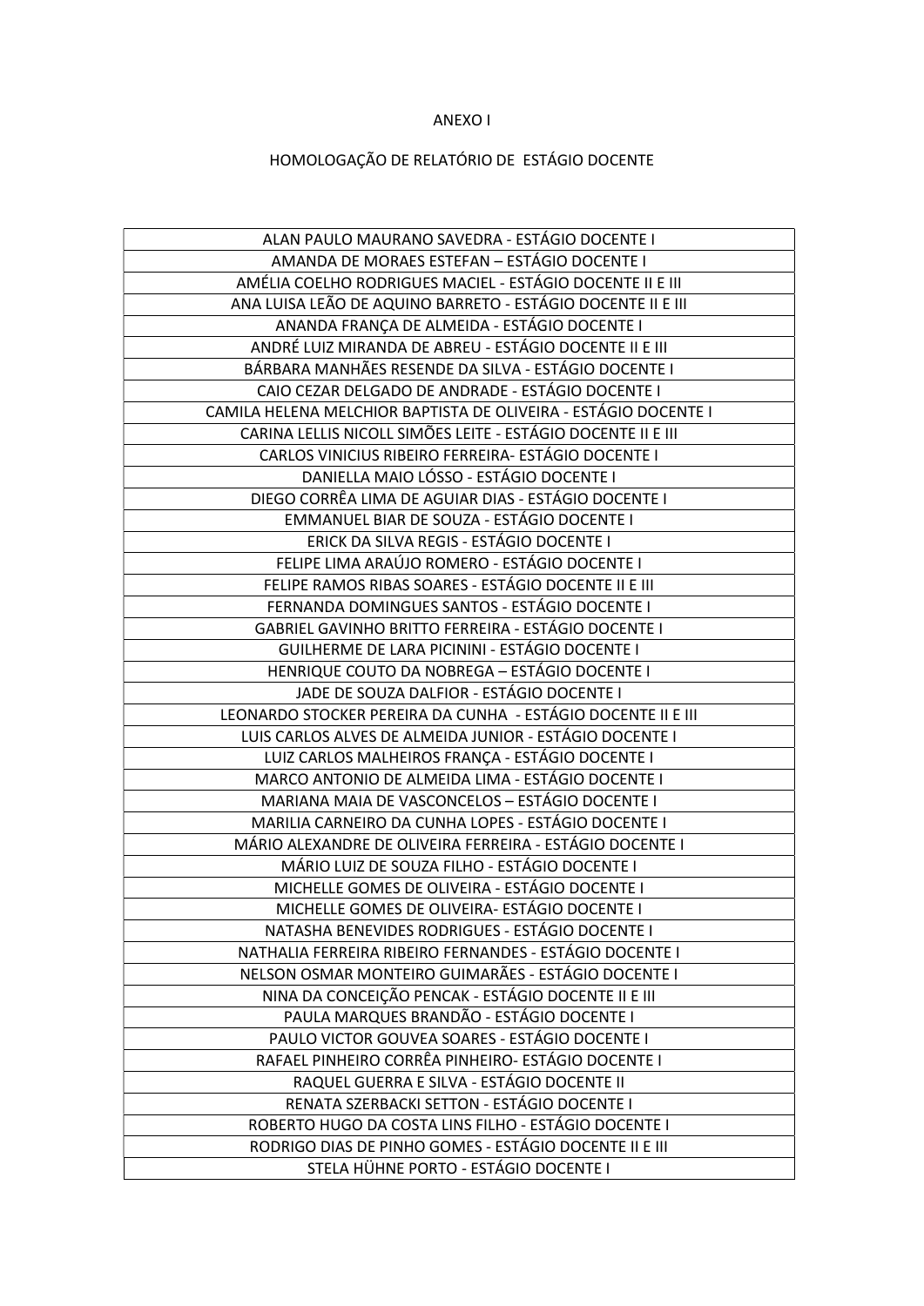ANEXO I

HOMOLOGAÇÃO DE RELATÓRIO DE ESTÁGIO DOCENTE

| |
|---|
| ALAN PAULO MAURANO SAVEDRA - ESTÁGIO DOCENTE I |
| AMANDA DE MORAES ESTEFAN – ESTÁGIO DOCENTE I |
| AMÉLIA COELHO RODRIGUES MACIEL - ESTÁGIO DOCENTE II E III |
| ANA LUISA LEÃO DE AQUINO BARRETO - ESTÁGIO DOCENTE II E III |
| ANANDA FRANÇA DE ALMEIDA - ESTÁGIO DOCENTE I |
| ANDRÉ LUIZ MIRANDA DE ABREU - ESTÁGIO DOCENTE II E III |
| BÁRBARA MANHÃES RESENDE DA SILVA - ESTÁGIO DOCENTE I |
| CAIO CEZAR DELGADO DE ANDRADE - ESTÁGIO DOCENTE I |
| CAMILA HELENA MELCHIOR BAPTISTA DE OLIVEIRA - ESTÁGIO DOCENTE I |
| CARINA LELLIS NICOLL SIMÕES LEITE - ESTÁGIO DOCENTE II E III |
| CARLOS VINICIUS RIBEIRO FERREIRA- ESTÁGIO DOCENTE I |
| DANIELLA MAIO LÓSSO - ESTÁGIO DOCENTE I |
| DIEGO CORRÊA LIMA DE AGUIAR DIAS - ESTÁGIO DOCENTE I |
| EMMANUEL BIAR DE SOUZA - ESTÁGIO DOCENTE I |
| ERICK DA SILVA REGIS - ESTÁGIO DOCENTE I |
| FELIPE LIMA ARAÚJO ROMERO - ESTÁGIO DOCENTE I |
| FELIPE RAMOS RIBAS SOARES - ESTÁGIO DOCENTE II E III |
| FERNANDA DOMINGUES SANTOS - ESTÁGIO DOCENTE I |
| GABRIEL GAVINHO BRITTO FERREIRA - ESTÁGIO DOCENTE I |
| GUILHERME DE LARA PICININI - ESTÁGIO DOCENTE I |
| HENRIQUE COUTO DA NOBREGA – ESTÁGIO DOCENTE I |
| JADE DE SOUZA DALFIOR - ESTÁGIO DOCENTE I |
| LEONARDO STOCKER PEREIRA DA CUNHA - ESTÁGIO DOCENTE II E III |
| LUIS CARLOS ALVES DE ALMEIDA JUNIOR - ESTÁGIO DOCENTE I |
| LUIZ CARLOS MALHEIROS FRANÇA - ESTÁGIO DOCENTE I |
| MARCO ANTONIO DE ALMEIDA LIMA - ESTÁGIO DOCENTE I |
| MARIANA MAIA DE VASCONCELOS – ESTÁGIO DOCENTE I |
| MARILIA CARNEIRO DA CUNHA LOPES - ESTÁGIO DOCENTE I |
| MÁRIO ALEXANDRE DE OLIVEIRA FERREIRA - ESTÁGIO DOCENTE I |
| MÁRIO LUIZ DE SOUZA FILHO - ESTÁGIO DOCENTE I |
| MICHELLE GOMES DE OLIVEIRA - ESTÁGIO DOCENTE I |
| MICHELLE GOMES DE OLIVEIRA- ESTÁGIO DOCENTE I |
| NATASHA BENEVIDES RODRIGUES - ESTÁGIO DOCENTE I |
| NATHALIA FERREIRA RIBEIRO FERNANDES - ESTÁGIO DOCENTE I |
| NELSON OSMAR MONTEIRO GUIMARÃES - ESTÁGIO DOCENTE I |
| NINA DA CONCEIÇÃO PENCAK - ESTÁGIO DOCENTE II E III |
| PAULA MARQUES BRANDÃO - ESTÁGIO DOCENTE I |
| PAULO VICTOR GOUVEA SOARES - ESTÁGIO DOCENTE I |
| RAFAEL PINHEIRO CORRÊA PINHEIRO- ESTÁGIO DOCENTE I |
| RAQUEL GUERRA E SILVA - ESTÁGIO DOCENTE II |
| RENATA SZERBACKI SETTON - ESTÁGIO DOCENTE I |
| ROBERTO HUGO DA COSTA LINS FILHO - ESTÁGIO DOCENTE I |
| RODRIGO DIAS DE PINHO GOMES - ESTÁGIO DOCENTE II E III |
| STELA HÜHNE PORTO - ESTÁGIO DOCENTE I |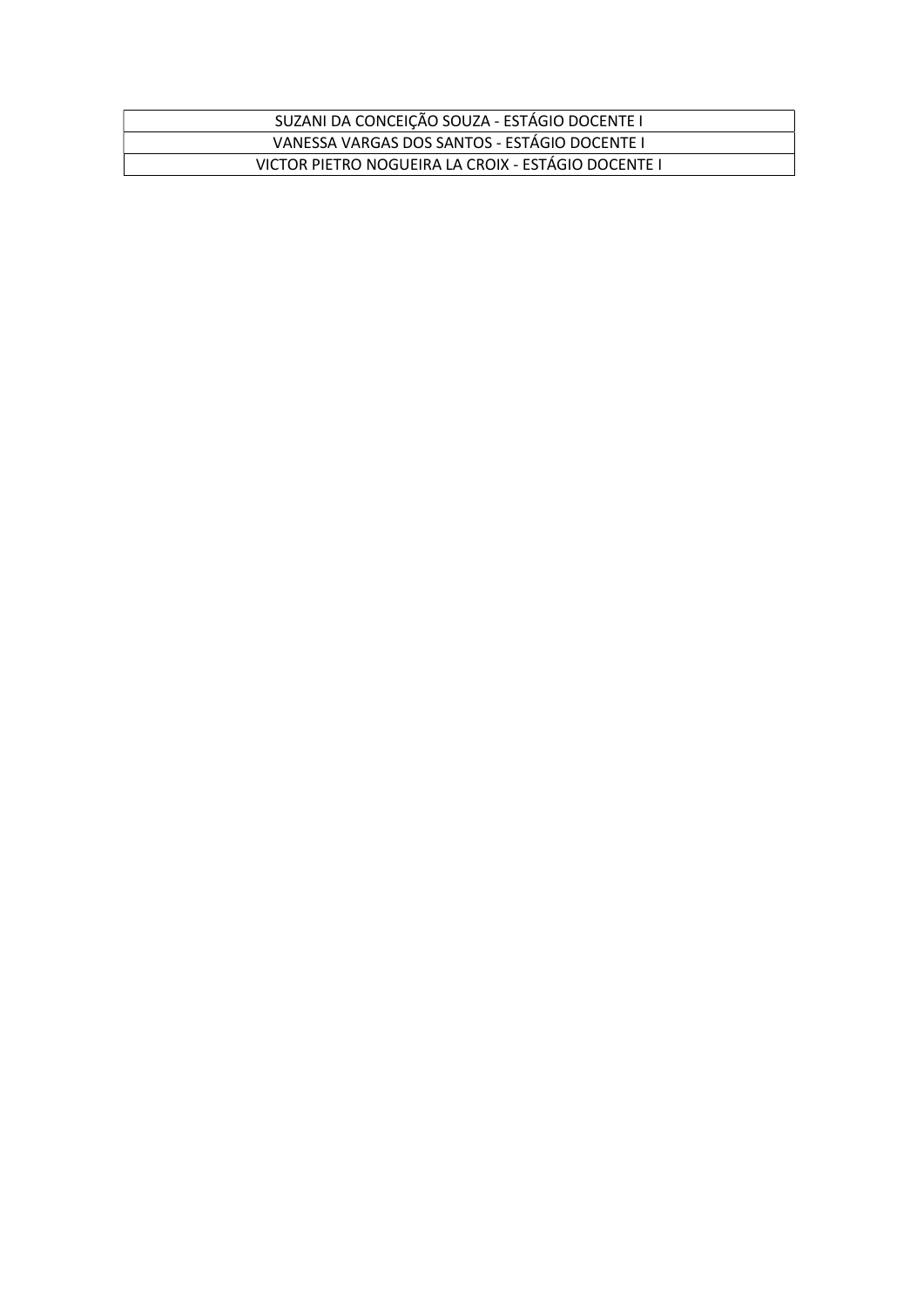| |
|---|
| SUZANI DA CONCEIÇÃO SOUZA - ESTÁGIO DOCENTE I |
| VANESSA VARGAS DOS SANTOS - ESTÁGIO DOCENTE I |
| VICTOR PIETRO NOGUEIRA LA CROIX - ESTÁGIO DOCENTE I |